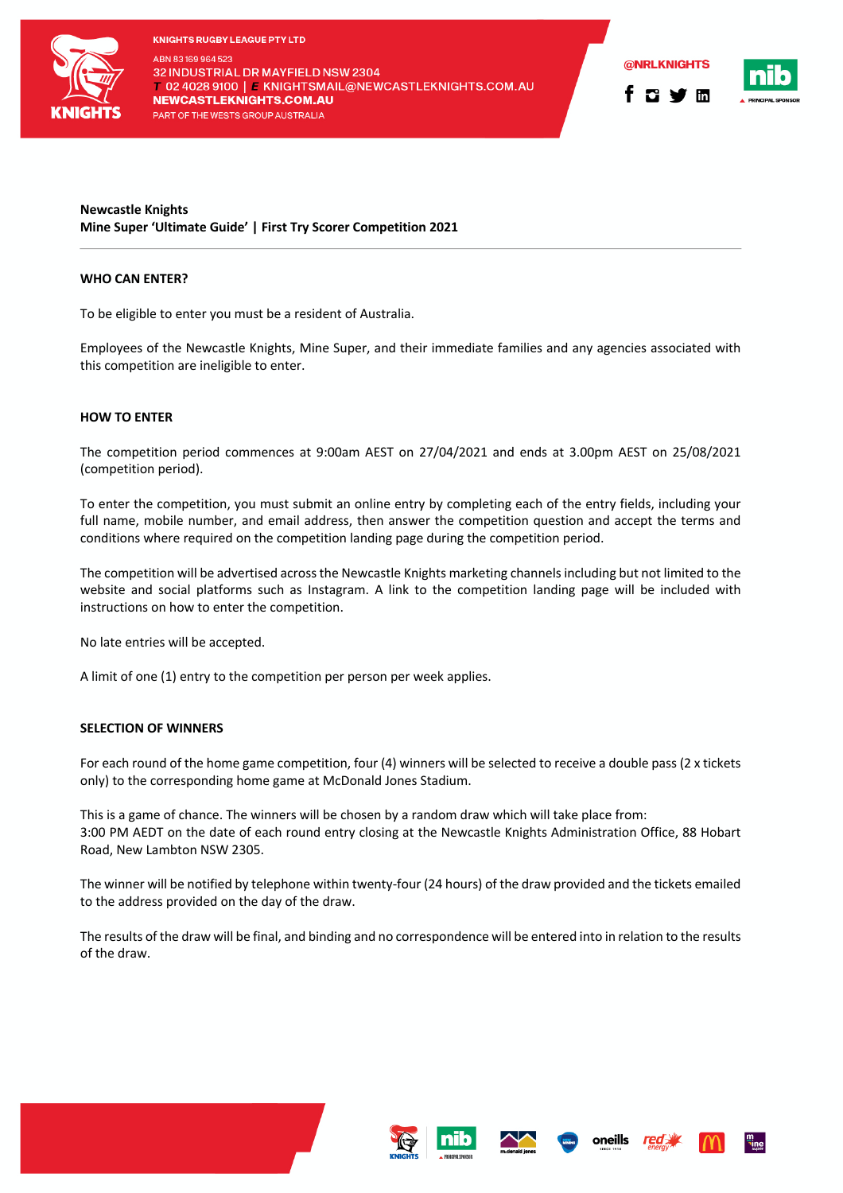**Newcastle Knights**
**Mine Super 'Ultimate Guide' | First Try Scorer Competition 2021**

---

**WHO CAN ENTER?**

To be eligible to enter you must be a resident of Australia.

Employees of the Newcastle Knights, Mine Super, and their immediate families and any agencies associated with this competition are ineligible to enter.

**HOW TO ENTER**

The competition period commences at 9:00am AEST on 27/04/2021 and ends at 3.00pm AEST on 25/08/2021 (competition period).

To enter the competition, you must submit an online entry by completing each of the entry fields, including your full name, mobile number, and email address, then answer the competition question and accept the terms and conditions where required on the competition landing page during the competition period.

The competition will be advertised across the Newcastle Knights marketing channels including but not limited to the website and social platforms such as Instagram. A link to the competition landing page will be included with instructions on how to enter the competition.

No late entries will be accepted.

A limit of one (1) entry to the competition per person per week applies.

**SELECTION OF WINNERS**

For each round of the home game competition, four (4) winners will be selected to receive a double pass (2 x tickets only) to the corresponding home game at McDonald Jones Stadium.

This is a game of chance. The winners will be chosen by a random draw which will take place from:
3:00 PM AEDT on the date of each round entry closing at the Newcastle Knights Administration Office, 88 Hobart Road, New Lambton NSW 2305.

The winner will be notified by telephone within twenty-four (24 hours) of the draw provided and the tickets emailed to the address provided on the day of the draw.

The results of the draw will be final, and binding and no correspondence will be entered into in relation to the results of the draw.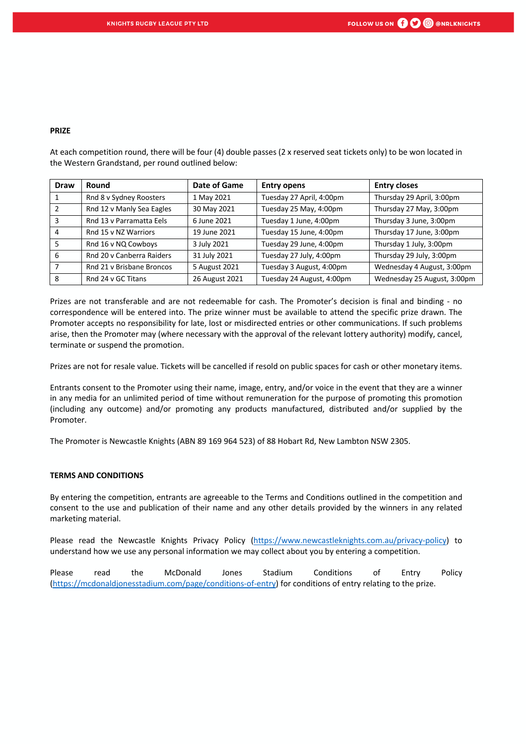**PRIZE**

At each competition round, there will be four (4) double passes (2 x reserved seat tickets only) to be won located in the Western Grandstand, per round outlined below:

| Draw | Round | Date of Game | Entry opens | Entry closes |
|---|---|---|---|---|
| 1 | Rnd 8 v Sydney Roosters | 1 May 2021 | Tuesday 27 April, 4:00pm | Thursday 29 April, 3:00pm |
| 2 | Rnd 12 v Manly Sea Eagles | 30 May 2021 | Tuesday 25 May, 4:00pm | Thursday 27 May, 3:00pm |
| 3 | Rnd 13 v Parramatta Eels | 6 June 2021 | Tuesday 1 June, 4:00pm | Thursday 3 June, 3:00pm |
| 4 | Rnd 15 v NZ Warriors | 19 June 2021 | Tuesday 15 June, 4:00pm | Thursday 17 June, 3:00pm |
| 5 | Rnd 16 v NQ Cowboys | 3 July 2021 | Tuesday 29 June, 4:00pm | Thursday 1 July, 3:00pm |
| 6 | Rnd 20 v Canberra Raiders | 31 July 2021 | Tuesday 27 July, 4:00pm | Thursday 29 July, 3:00pm |
| 7 | Rnd 21 v Brisbane Broncos | 5 August 2021 | Tuesday 3 August, 4:00pm | Wednesday 4 August, 3:00pm |
| 8 | Rnd 24 v GC Titans | 26 August 2021 | Tuesday 24 August, 4:00pm | Wednesday 25 August, 3:00pm |

Prizes are not transferable and are not redeemable for cash. The Promoter's decision is final and binding - no correspondence will be entered into. The prize winner must be available to attend the specific prize drawn. The Promoter accepts no responsibility for late, lost or misdirected entries or other communications. If such problems arise, then the Promoter may (where necessary with the approval of the relevant lottery authority) modify, cancel, terminate or suspend the promotion.

Prizes are not for resale value. Tickets will be cancelled if resold on public spaces for cash or other monetary items.

Entrants consent to the Promoter using their name, image, entry, and/or voice in the event that they are a winner in any media for an unlimited period of time without remuneration for the purpose of promoting this promotion (including any outcome) and/or promoting any products manufactured, distributed and/or supplied by the Promoter.

The Promoter is Newcastle Knights (ABN 89 169 964 523) of 88 Hobart Rd, New Lambton NSW 2305.

**TERMS AND CONDITIONS**

By entering the competition, entrants are agreeable to the Terms and Conditions outlined in the competition and consent to the use and publication of their name and any other details provided by the winners in any related marketing material.

Please read the Newcastle Knights Privacy Policy (https://www.newcastleknights.com.au/privacy-policy) to understand how we use any personal information we may collect about you by entering a competition.

Please read the McDonald Jones Stadium Conditions of Entry Policy (https://mcdonaldjonesstadium.com/page/conditions-of-entry) for conditions of entry relating to the prize.